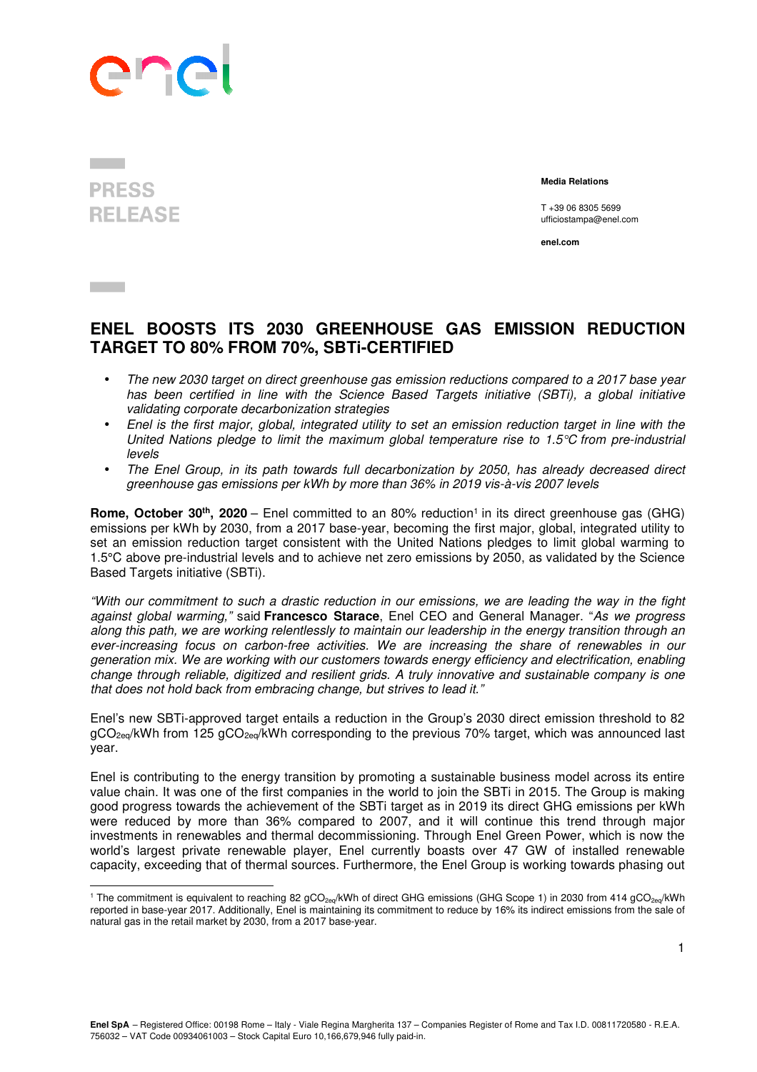PRESS RELEASE

**Media Relations**

T +39 06 8305 5699
ufficiostampa@enel.com

**enel.com**

# ENEL BOOSTS ITS 2030 GREENHOUSE GAS EMISSION REDUCTION TARGET TO 80% FROM 70%, SBTi-CERTIFIED

- *The new 2030 target on direct greenhouse gas emission reductions compared to a 2017 base year has been certified in line with the Science Based Targets initiative (SBTi), a global initiative validating corporate decarbonization strategies*
- *Enel is the first major, global, integrated utility to set an emission reduction target in line with the United Nations pledge to limit the maximum global temperature rise to 1.5°C from pre-industrial levels*
- *The Enel Group, in its path towards full decarbonization by 2050, has already decreased direct greenhouse gas emissions per kWh by more than 36% in 2019 vis-à-vis 2007 levels*

**Rome, October 30th, 2020** – Enel committed to an 80% reduction[1] in its direct greenhouse gas (GHG) emissions per kWh by 2030, from a 2017 base-year, becoming the first major, global, integrated utility to set an emission reduction target consistent with the United Nations pledges to limit global warming to 1.5°C above pre-industrial levels and to achieve net zero emissions by 2050, as validated by the Science Based Targets initiative (SBTi).

*"With our commitment to such a drastic reduction in our emissions, we are leading the way in the fight against global warming,"* said **Francesco Starace**, Enel CEO and General Manager. *"As we progress along this path, we are working relentlessly to maintain our leadership in the energy transition through an ever-increasing focus on carbon-free activities. We are increasing the share of renewables in our generation mix. We are working with our customers towards energy efficiency and electrification, enabling change through reliable, digitized and resilient grids. A truly innovative and sustainable company is one that does not hold back from embracing change, but strives to lead it."*

Enel's new SBTi-approved target entails a reduction in the Group's 2030 direct emission threshold to 82 $gCO_{2eq}$/kWh from 125 $gCO_{2eq}$/kWh corresponding to the previous 70% target, which was announced last year.

Enel is contributing to the energy transition by promoting a sustainable business model across its entire value chain. It was one of the first companies in the world to join the SBTi in 2015. The Group is making good progress towards the achievement of the SBTi target as in 2019 its direct GHG emissions per kWh were reduced by more than 36% compared to 2007, and it will continue this trend through major investments in renewables and thermal decommissioning. Through Enel Green Power, which is now the world's largest private renewable player, Enel currently boasts over 47 GW of installed renewable capacity, exceeding that of thermal sources. Furthermore, the Enel Group is working towards phasing out

[1] The commitment is equivalent to reaching 82 $gCO_{2eq}$/kWh of direct GHG emissions (GHG Scope 1) in 2030 from 414 $gCO_{2eq}$/kWh reported in base-year 2017. Additionally, Enel is maintaining its commitment to reduce by 16% its indirect emissions from the sale of natural gas in the retail market by 2030, from a 2017 base-year.

**Enel SpA** – Registered Office: 00198 Rome – Italy - Viale Regina Margherita 137 – Companies Register of Rome and Tax I.D. 00811720580 - R.E.A. 756032 – VAT Code 00934061003 – Stock Capital Euro 10,166,679,946 fully paid-in.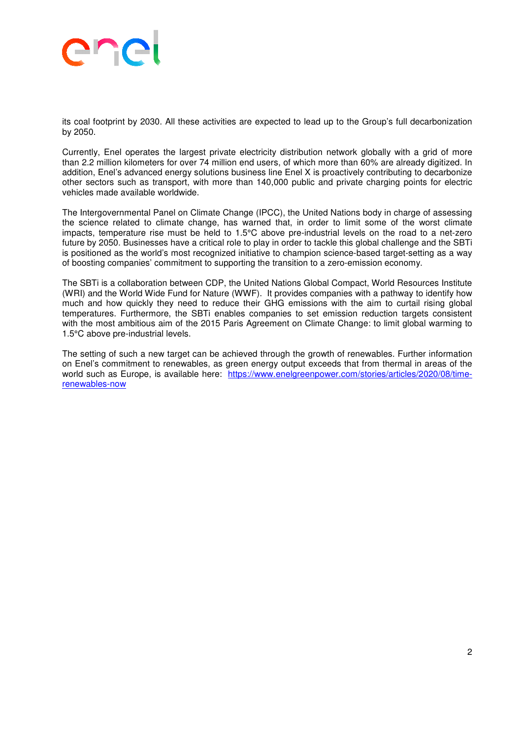its coal footprint by 2030. All these activities are expected to lead up to the Group's full decarbonization by 2050.

Currently, Enel operates the largest private electricity distribution network globally with a grid of more than 2.2 million kilometers for over 74 million end users, of which more than 60% are already digitized. In addition, Enel's advanced energy solutions business line Enel X is proactively contributing to decarbonize other sectors such as transport, with more than 140,000 public and private charging points for electric vehicles made available worldwide.

The Intergovernmental Panel on Climate Change (IPCC), the United Nations body in charge of assessing the science related to climate change, has warned that, in order to limit some of the worst climate impacts, temperature rise must be held to 1.5°C above pre-industrial levels on the road to a net-zero future by 2050. Businesses have a critical role to play in order to tackle this global challenge and the SBTi is positioned as the world's most recognized initiative to champion science-based target-setting as a way of boosting companies' commitment to supporting the transition to a zero-emission economy.

The SBTi is a collaboration between CDP, the United Nations Global Compact, World Resources Institute (WRI) and the World Wide Fund for Nature (WWF). It provides companies with a pathway to identify how much and how quickly they need to reduce their GHG emissions with the aim to curtail rising global temperatures. Furthermore, the SBTi enables companies to set emission reduction targets consistent with the most ambitious aim of the 2015 Paris Agreement on Climate Change: to limit global warming to 1.5°C above pre-industrial levels.

The setting of such a new target can be achieved through the growth of renewables. Further information on Enel's commitment to renewables, as green energy output exceeds that from thermal in areas of the world such as Europe, is available here: [https://www.enelgreenpower.com/stories/articles/2020/08/time-renewables-now](https://www.enelgreenpower.com/stories/articles/2020/08/time-renewables-now)